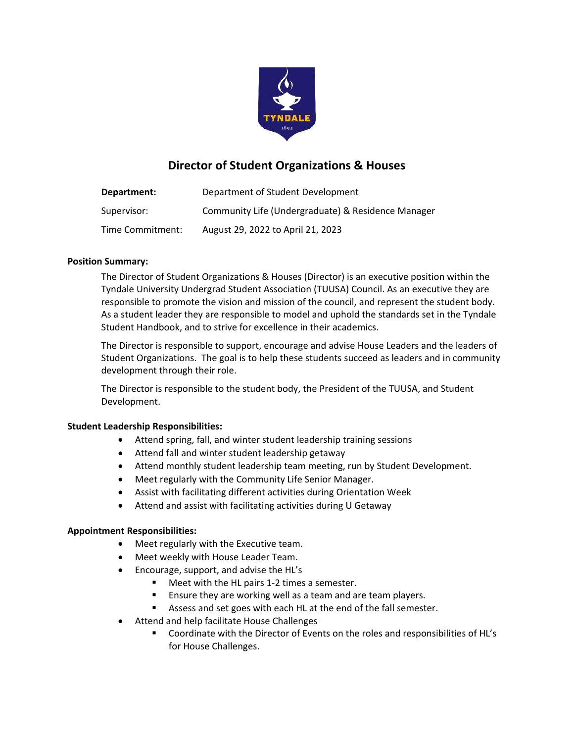# Director of Student Organizations & Houses

| **Department:** | Department of Student Development |
|---|---|
| Supervisor: | Community Life (Undergraduate) & Residence Manager |
| Time Commitment: | August 29, 2022 to April 21, 2023 |

**Position Summary:**

The Director of Student Organizations & Houses (Director) is an executive position within the Tyndale University Undergrad Student Association (TUUSA) Council. As an executive they are responsible to promote the vision and mission of the council, and represent the student body. As a student leader they are responsible to model and uphold the standards set in the Tyndale Student Handbook, and to strive for excellence in their academics.

The Director is responsible to support, encourage and advise House Leaders and the leaders of Student Organizations. The goal is to help these students succeed as leaders and in community development through their role.

The Director is responsible to the student body, the President of the TUUSA, and Student Development.

**Student Leadership Responsibilities:**

- Attend spring, fall, and winter student leadership training sessions
- Attend fall and winter student leadership getaway
- Attend monthly student leadership team meeting, run by Student Development.
- Meet regularly with the Community Life Senior Manager.
- Assist with facilitating different activities during Orientation Week
- Attend and assist with facilitating activities during U Getaway

**Appointment Responsibilities:**

- Meet regularly with the Executive team.
- Meet weekly with House Leader Team.
- Encourage, support, and advise the HL's
  - Meet with the HL pairs 1-2 times a semester.
  - Ensure they are working well as a team and are team players.
  - Assess and set goes with each HL at the end of the fall semester.
- Attend and help facilitate House Challenges
  - Coordinate with the Director of Events on the roles and responsibilities of HL's for House Challenges.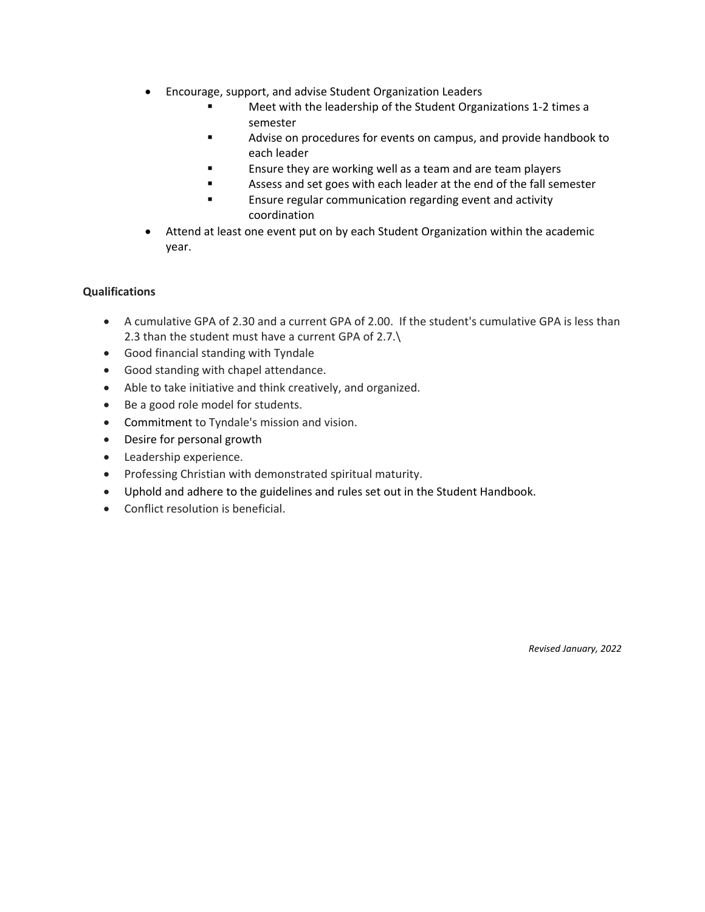- Encourage, support, and advise Student Organization Leaders
  - Meet with the leadership of the Student Organizations 1-2 times a semester
  - Advise on procedures for events on campus, and provide handbook to each leader
  - Ensure they are working well as a team and are team players
  - Assess and set goes with each leader at the end of the fall semester
  - Ensure regular communication regarding event and activity coordination
- Attend at least one event put on by each Student Organization within the academic year.

**Qualifications**

- A cumulative GPA of 2.30 and a current GPA of 2.00. If the student's cumulative GPA is less than 2.3 than the student must have a current GPA of 2.7.\
- Good financial standing with Tyndale
- Good standing with chapel attendance.
- Able to take initiative and think creatively, and organized.
- Be a good role model for students.
- Commitment to Tyndale's mission and vision.
- Desire for personal growth
- Leadership experience.
- Professing Christian with demonstrated spiritual maturity.
- Uphold and adhere to the guidelines and rules set out in the Student Handbook.
- Conflict resolution is beneficial.

*Revised January, 2022*